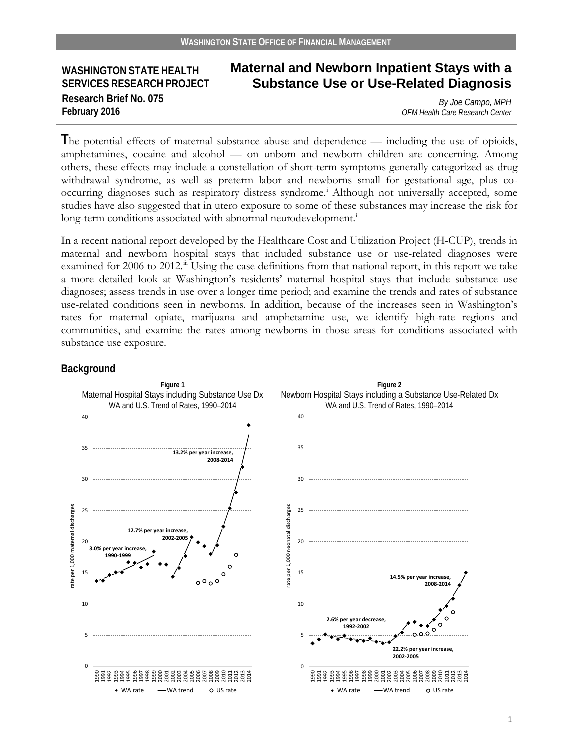WASHINGTON STATE OFFICE OF FINANCIAL MANAGEMENT

**WASHINGTON STATE HEALTH SERVICES RESEARCH PROJECT**
**Research Brief No. 075**
**February 2016**

# Maternal and Newborn Inpatient Stays with a Substance Use or Use-Related Diagnosis

*By Joe Campo, MPH*
*OFM Health Care Research Center*

The potential effects of maternal substance abuse and dependence — including the use of opioids, amphetamines, cocaine and alcohol — on unborn and newborn children are concerning. Among others, these effects may include a constellation of short-term symptoms generally categorized as drug withdrawal syndrome, as well as preterm labor and newborns small for gestational age, plus co-occurring diagnoses such as respiratory distress syndrome.[i] Although not universally accepted, some studies have also suggested that in utero exposure to some of these substances may increase the risk for long-term conditions associated with abnormal neurodevelopment.[ii]

In a recent national report developed by the Healthcare Cost and Utilization Project (H-CUP), trends in maternal and newborn hospital stays that included substance use or use-related diagnoses were examined for 2006 to 2012.[iii] Using the case definitions from that national report, in this report we take a more detailed look at Washington's residents' maternal hospital stays that include substance use diagnoses; assess trends in use over a longer time period; and examine the trends and rates of substance use-related conditions seen in newborns. In addition, because of the increases seen in Washington's rates for maternal opiate, marijuana and amphetamine use, we identify high-rate regions and communities, and examine the rates among newborns in those areas for conditions associated with substance use exposure.

## Background

**Figure 1**
Maternal Hospital Stays including Substance Use Dx
WA and U.S. Trend of Rates, 1990–2014

Y-axis: rate per 1,000 maternal discharges (0–40). X-axis: 1990–2014.
Annotations: 3.0% per year increase, 1990-1999; 12.7% per year increase, 2002-2005; 13.2% per year increase, 2008-2014.
Legend: WA rate, WA trend, US rate

**Figure 2**
Newborn Hospital Stays including a Substance Use-Related Dx
WA and U.S. Trend of Rates, 1990–2014

Y-axis: rate per 1,000 neonatal discharges (0–40). X-axis: 1990–2014.
Annotations: 2.6% per year decrease, 1992-2002; 22.2% per year increase, 2002-2005; 14.5% per year increase, 2008-2014.
Legend: WA rate, WA trend, US rate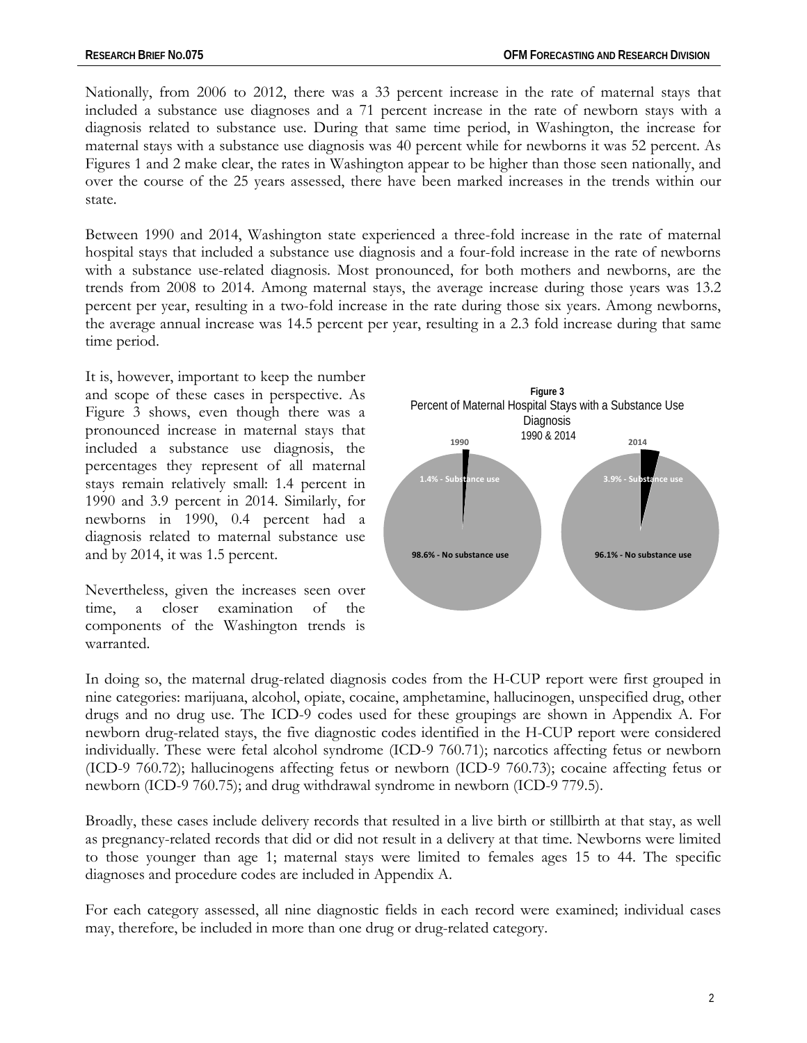Nationally, from 2006 to 2012, there was a 33 percent increase in the rate of maternal stays that included a substance use diagnoses and a 71 percent increase in the rate of newborn stays with a diagnosis related to substance use. During that same time period, in Washington, the increase for maternal stays with a substance use diagnosis was 40 percent while for newborns it was 52 percent. As Figures 1 and 2 make clear, the rates in Washington appear to be higher than those seen nationally, and over the course of the 25 years assessed, there have been marked increases in the trends within our state.

Between 1990 and 2014, Washington state experienced a three-fold increase in the rate of maternal hospital stays that included a substance use diagnosis and a four-fold increase in the rate of newborns with a substance use-related diagnosis. Most pronounced, for both mothers and newborns, are the trends from 2008 to 2014. Among maternal stays, the average increase during those years was 13.2 percent per year, resulting in a two-fold increase in the rate during those six years. Among newborns, the average annual increase was 14.5 percent per year, resulting in a 2.3 fold increase during that same time period.

It is, however, important to keep the number and scope of these cases in perspective. As Figure 3 shows, even though there was a pronounced increase in maternal stays that included a substance use diagnosis, the percentages they represent of all maternal stays remain relatively small: 1.4 percent in 1990 and 3.9 percent in 2014. Similarly, for newborns in 1990, 0.4 percent had a diagnosis related to maternal substance use and by 2014, it was 1.5 percent.

**Figure 3**
Percent of Maternal Hospital Stays with a Substance Use Diagnosis
1990 & 2014

| | 1990 | 2014 |
|---|---|---|
| Substance use | 1.4% | 3.9% |
| No substance use | 98.6% | 96.1% |

Nevertheless, given the increases seen over time, a closer examination of the components of the Washington trends is warranted.

In doing so, the maternal drug-related diagnosis codes from the H-CUP report were first grouped in nine categories: marijuana, alcohol, opiate, cocaine, amphetamine, hallucinogen, unspecified drug, other drugs and no drug use. The ICD-9 codes used for these groupings are shown in Appendix A. For newborn drug-related stays, the five diagnostic codes identified in the H-CUP report were considered individually. These were fetal alcohol syndrome (ICD-9 760.71); narcotics affecting fetus or newborn (ICD-9 760.72); hallucinogens affecting fetus or newborn (ICD-9 760.73); cocaine affecting fetus or newborn (ICD-9 760.75); and drug withdrawal syndrome in newborn (ICD-9 779.5).

Broadly, these cases include delivery records that resulted in a live birth or stillbirth at that stay, as well as pregnancy-related records that did or did not result in a delivery at that time. Newborns were limited to those younger than age 1; maternal stays were limited to females ages 15 to 44. The specific diagnoses and procedure codes are included in Appendix A.

For each category assessed, all nine diagnostic fields in each record were examined; individual cases may, therefore, be included in more than one drug or drug-related category.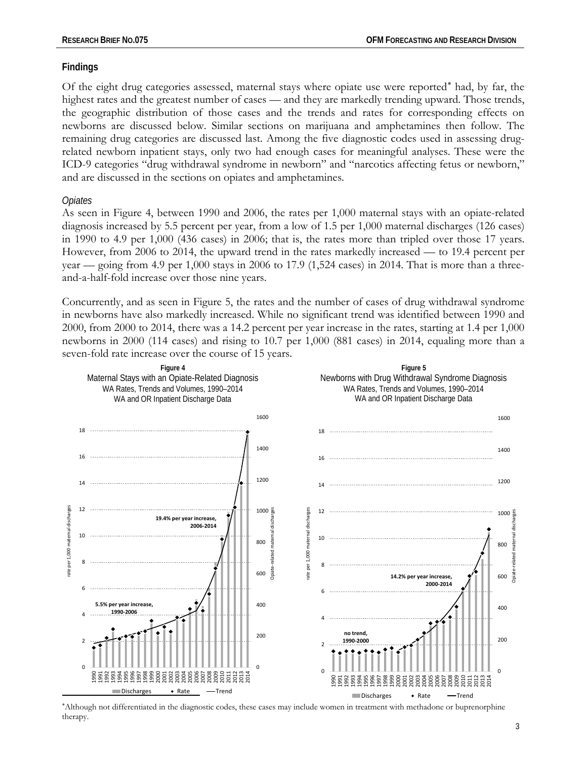## Findings

Of the eight drug categories assessed, maternal stays where opiate use were reported* had, by far, the highest rates and the greatest number of cases — and they are markedly trending upward. Those trends, the geographic distribution of those cases and the trends and rates for corresponding effects on newborns are discussed below. Similar sections on marijuana and amphetamines then follow. The remaining drug categories are discussed last. Among the five diagnostic codes used in assessing drug-related newborn inpatient stays, only two had enough cases for meaningful analyses. These were the ICD-9 categories "drug withdrawal syndrome in newborn" and "narcotics affecting fetus or newborn," and are discussed in the sections on opiates and amphetamines.

### *Opiates*

As seen in Figure 4, between 1990 and 2006, the rates per 1,000 maternal stays with an opiate-related diagnosis increased by 5.5 percent per year, from a low of 1.5 per 1,000 maternal discharges (126 cases) in 1990 to 4.9 per 1,000 (436 cases) in 2006; that is, the rates more than tripled over those 17 years. However, from 2006 to 2014, the upward trend in the rates markedly increased — to 19.4 percent per year — going from 4.9 per 1,000 stays in 2006 to 17.9 (1,524 cases) in 2014. That is more than a three-and-a-half-fold increase over those nine years.

Concurrently, and as seen in Figure 5, the rates and the number of cases of drug withdrawal syndrome in newborns have also markedly increased. While no significant trend was identified between 1990 and 2000, from 2000 to 2014, there was a 14.2 percent per year increase in the rates, starting at 1.4 per 1,000 newborns in 2000 (114 cases) and rising to 10.7 per 1,000 (881 cases) in 2014, equaling more than a seven-fold rate increase over the course of 15 years.

**Figure 4**
Maternal Stays with an Opiate-Related Diagnosis
WA Rates, Trends and Volumes, 1990–2014
WA and OR Inpatient Discharge Data

**Figure 5**
Newborns with Drug Withdrawal Syndrome Diagnosis
WA Rates, Trends and Volumes, 1990–2014
WA and OR Inpatient Discharge Data

*Although not differentiated in the diagnostic codes, these cases may include women in treatment with methadone or buprenorphine therapy.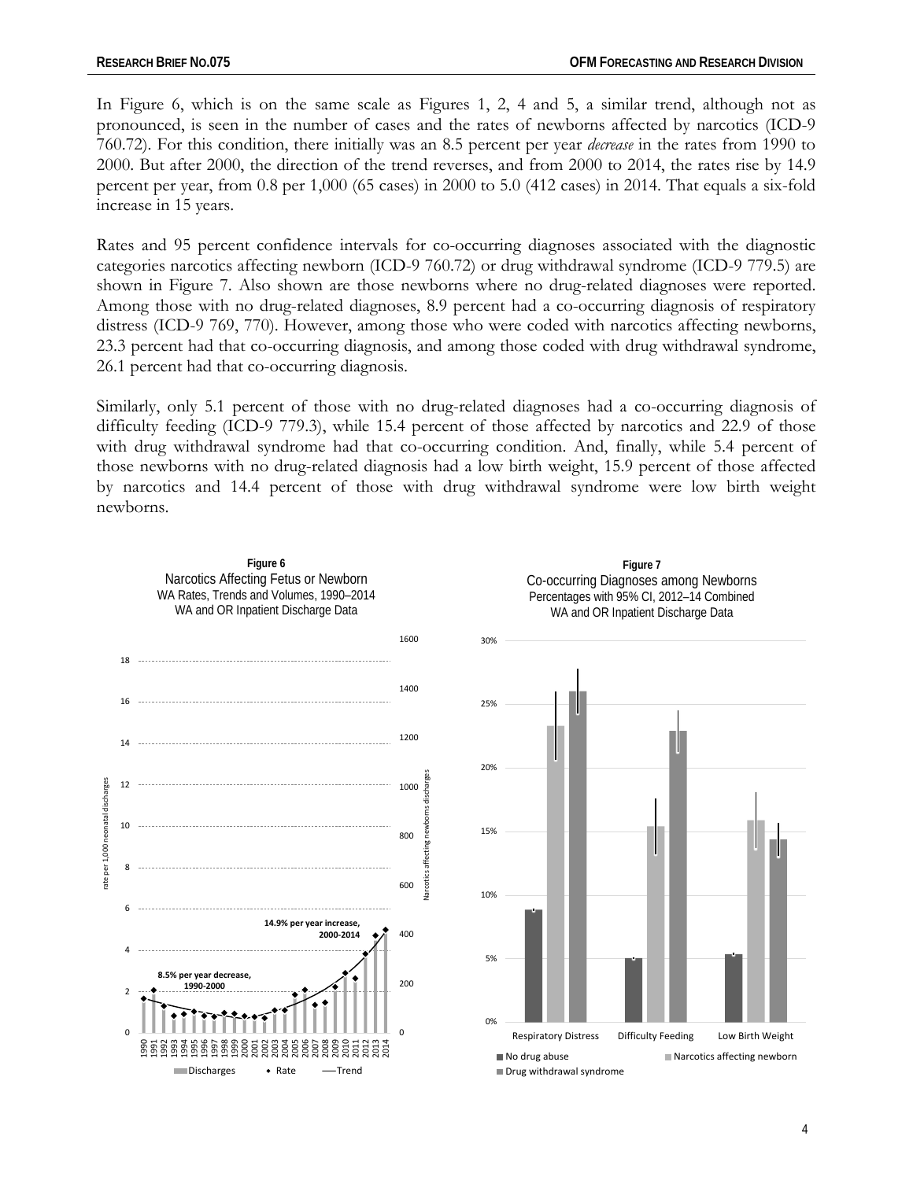In Figure 6, which is on the same scale as Figures 1, 2, 4 and 5, a similar trend, although not as pronounced, is seen in the number of cases and the rates of newborns affected by narcotics (ICD-9 760.72). For this condition, there initially was an 8.5 percent per year *decrease* in the rates from 1990 to 2000. But after 2000, the direction of the trend reverses, and from 2000 to 2014, the rates rise by 14.9 percent per year, from 0.8 per 1,000 (65 cases) in 2000 to 5.0 (412 cases) in 2014. That equals a six-fold increase in 15 years.

Rates and 95 percent confidence intervals for co-occurring diagnoses associated with the diagnostic categories narcotics affecting newborn (ICD-9 760.72) or drug withdrawal syndrome (ICD-9 779.5) are shown in Figure 7. Also shown are those newborns where no drug-related diagnoses were reported. Among those with no drug-related diagnoses, 8.9 percent had a co-occurring diagnosis of respiratory distress (ICD-9 769, 770). However, among those who were coded with narcotics affecting newborns, 23.3 percent had that co-occurring diagnosis, and among those coded with drug withdrawal syndrome, 26.1 percent had that co-occurring diagnosis.

Similarly, only 5.1 percent of those with no drug-related diagnoses had a co-occurring diagnosis of difficulty feeding (ICD-9 779.3), while 15.4 percent of those affected by narcotics and 22.9 of those with drug withdrawal syndrome had that co-occurring condition. And, finally, while 5.4 percent of those newborns with no drug-related diagnosis had a low birth weight, 15.9 percent of those affected by narcotics and 14.4 percent of those with drug withdrawal syndrome were low birth weight newborns.

**Figure 6**
Narcotics Affecting Fetus or Newborn
WA Rates, Trends and Volumes, 1990–2014
WA and OR Inpatient Discharge Data

**Figure 7**
Co-occurring Diagnoses among Newborns
Percentages with 95% CI, 2012–14 Combined
WA and OR Inpatient Discharge Data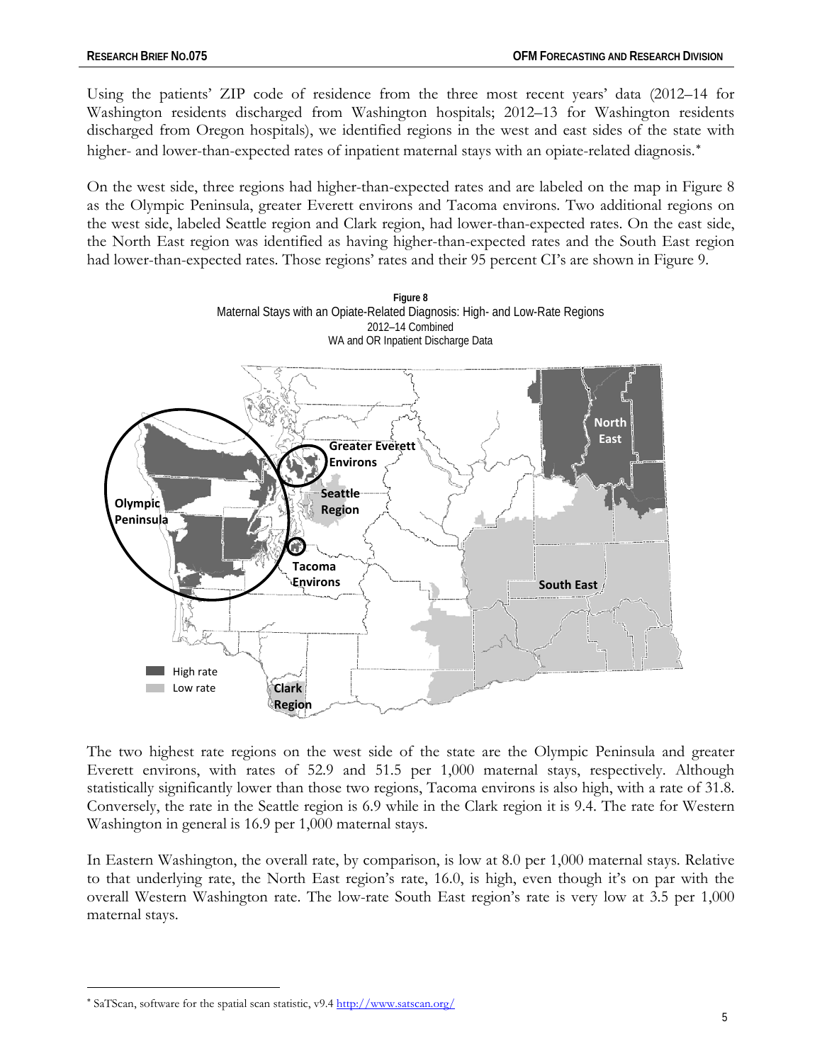Using the patients' ZIP code of residence from the three most recent years' data (2012–14 for Washington residents discharged from Washington hospitals; 2012–13 for Washington residents discharged from Oregon hospitals), we identified regions in the west and east sides of the state with higher- and lower-than-expected rates of inpatient maternal stays with an opiate-related diagnosis.*

On the west side, three regions had higher-than-expected rates and are labeled on the map in Figure 8 as the Olympic Peninsula, greater Everett environs and Tacoma environs. Two additional regions on the west side, labeled Seattle region and Clark region, had lower-than-expected rates. On the east side, the North East region was identified as having higher-than-expected rates and the South East region had lower-than-expected rates. Those regions' rates and their 95 percent CI's are shown in Figure 9.

**Figure 8**
Maternal Stays with an Opiate-Related Diagnosis: High- and Low-Rate Regions
2012–14 Combined
WA and OR Inpatient Discharge Data

The two highest rate regions on the west side of the state are the Olympic Peninsula and greater Everett environs, with rates of 52.9 and 51.5 per 1,000 maternal stays, respectively. Although statistically significantly lower than those two regions, Tacoma environs is also high, with a rate of 31.8. Conversely, the rate in the Seattle region is 6.9 while in the Clark region it is 9.4. The rate for Western Washington in general is 16.9 per 1,000 maternal stays.

In Eastern Washington, the overall rate, by comparison, is low at 8.0 per 1,000 maternal stays. Relative to that underlying rate, the North East region's rate, 16.0, is high, even though it's on par with the overall Western Washington rate. The low-rate South East region's rate is very low at 3.5 per 1,000 maternal stays.

* SaTScan, software for the spatial scan statistic, v9.4 http://www.satscan.org/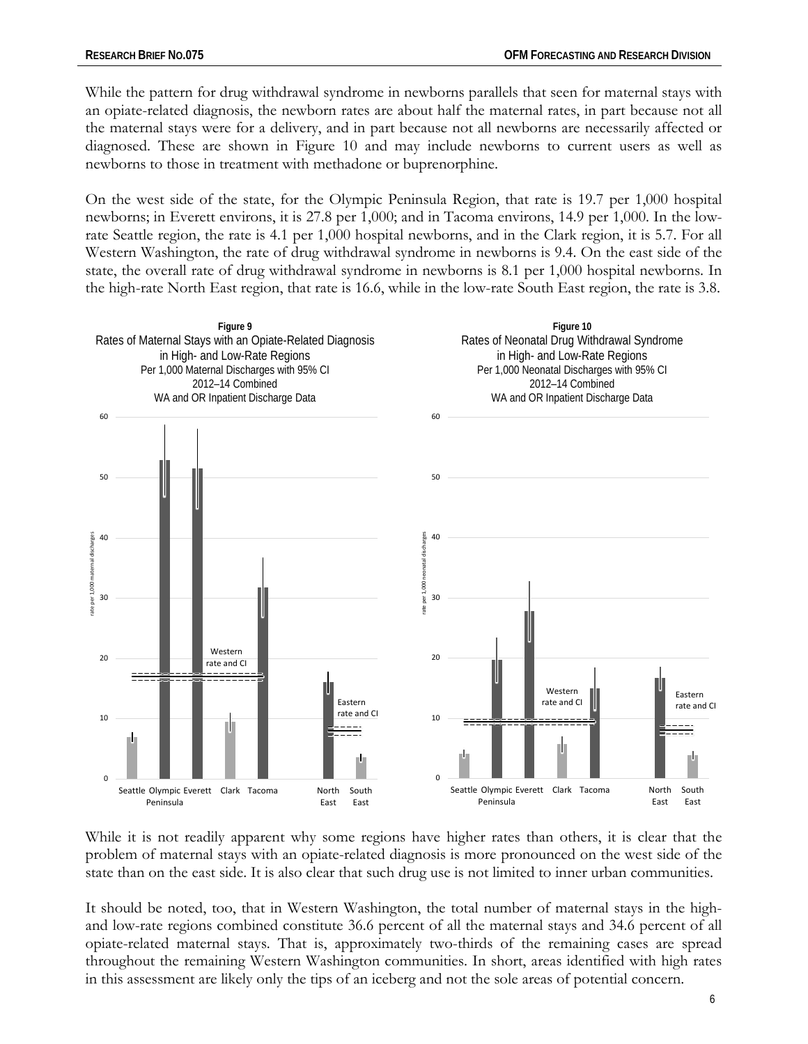While the pattern for drug withdrawal syndrome in newborns parallels that seen for maternal stays with an opiate-related diagnosis, the newborn rates are about half the maternal rates, in part because not all the maternal stays were for a delivery, and in part because not all newborns are necessarily affected or diagnosed. These are shown in Figure 10 and may include newborns to current users as well as newborns to those in treatment with methadone or buprenorphine.

On the west side of the state, for the Olympic Peninsula Region, that rate is 19.7 per 1,000 hospital newborns; in Everett environs, it is 27.8 per 1,000; and in Tacoma environs, 14.9 per 1,000. In the low-rate Seattle region, the rate is 4.1 per 1,000 hospital newborns, and in the Clark region, it is 5.7. For all Western Washington, the rate of drug withdrawal syndrome in newborns is 9.4. On the east side of the state, the overall rate of drug withdrawal syndrome in newborns is 8.1 per 1,000 hospital newborns. In the high-rate North East region, that rate is 16.6, while in the low-rate South East region, the rate is 3.8.

**Figure 9**
Rates of Maternal Stays with an Opiate-Related Diagnosis in High- and Low-Rate Regions
Per 1,000 Maternal Discharges with 95% CI
2012–14 Combined
WA and OR Inpatient Discharge Data

**Figure 10**
Rates of Neonatal Drug Withdrawal Syndrome in High- and Low-Rate Regions
Per 1,000 Neonatal Discharges with 95% CI
2012–14 Combined
WA and OR Inpatient Discharge Data

While it is not readily apparent why some regions have higher rates than others, it is clear that the problem of maternal stays with an opiate-related diagnosis is more pronounced on the west side of the state than on the east side. It is also clear that such drug use is not limited to inner urban communities.

It should be noted, too, that in Western Washington, the total number of maternal stays in the high- and low-rate regions combined constitute 36.6 percent of all the maternal stays and 34.6 percent of all opiate-related maternal stays. That is, approximately two-thirds of the remaining cases are spread throughout the remaining Western Washington communities. In short, areas identified with high rates in this assessment are likely only the tips of an iceberg and not the sole areas of potential concern.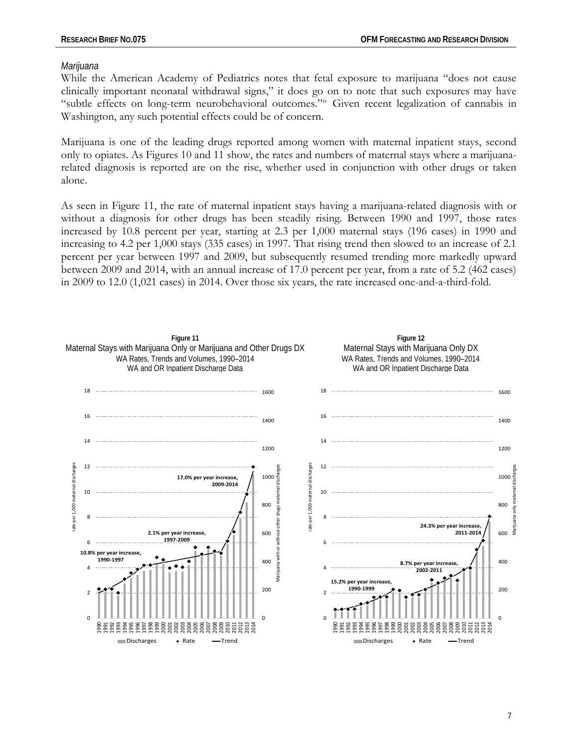### *Marijuana*

While the American Academy of Pediatrics notes that fetal exposure to marijuana "does not cause clinically important neonatal withdrawal signs," it does go on to note that such exposures may have "subtle effects on long-term neurobehavioral outcomes."[iv] Given recent legalization of cannabis in Washington, any such potential effects could be of concern.

Marijuana is one of the leading drugs reported among women with maternal inpatient stays, second only to opiates. As Figures 10 and 11 show, the rates and numbers of maternal stays where a marijuana-related diagnosis is reported are on the rise, whether used in conjunction with other drugs or taken alone.

As seen in Figure 11, the rate of maternal inpatient stays having a marijuana-related diagnosis with or without a diagnosis for other drugs has been steadily rising. Between 1990 and 1997, those rates increased by 10.8 percent per year, starting at 2.3 per 1,000 maternal stays (196 cases) in 1990 and increasing to 4.2 per 1,000 stays (335 cases) in 1997. That rising trend then slowed to an increase of 2.1 percent per year between 1997 and 2009, but subsequently resumed trending more markedly upward between 2009 and 2014, with an annual increase of 17.0 percent per year, from a rate of 5.2 (462 cases) in 2009 to 12.0 (1,021 cases) in 2014. Over those six years, the rate increased one-and-a-third-fold.

**Figure 11**
Maternal Stays with Marijuana Only or Marijuana and Other Drugs DX
WA Rates, Trends and Volumes, 1990–2014
WA and OR Inpatient Discharge Data

**Figure 12**
Maternal Stays with Marijuana Only DX
WA Rates, Trends and Volumes, 1990–2014
WA and OR Inpatient Discharge Data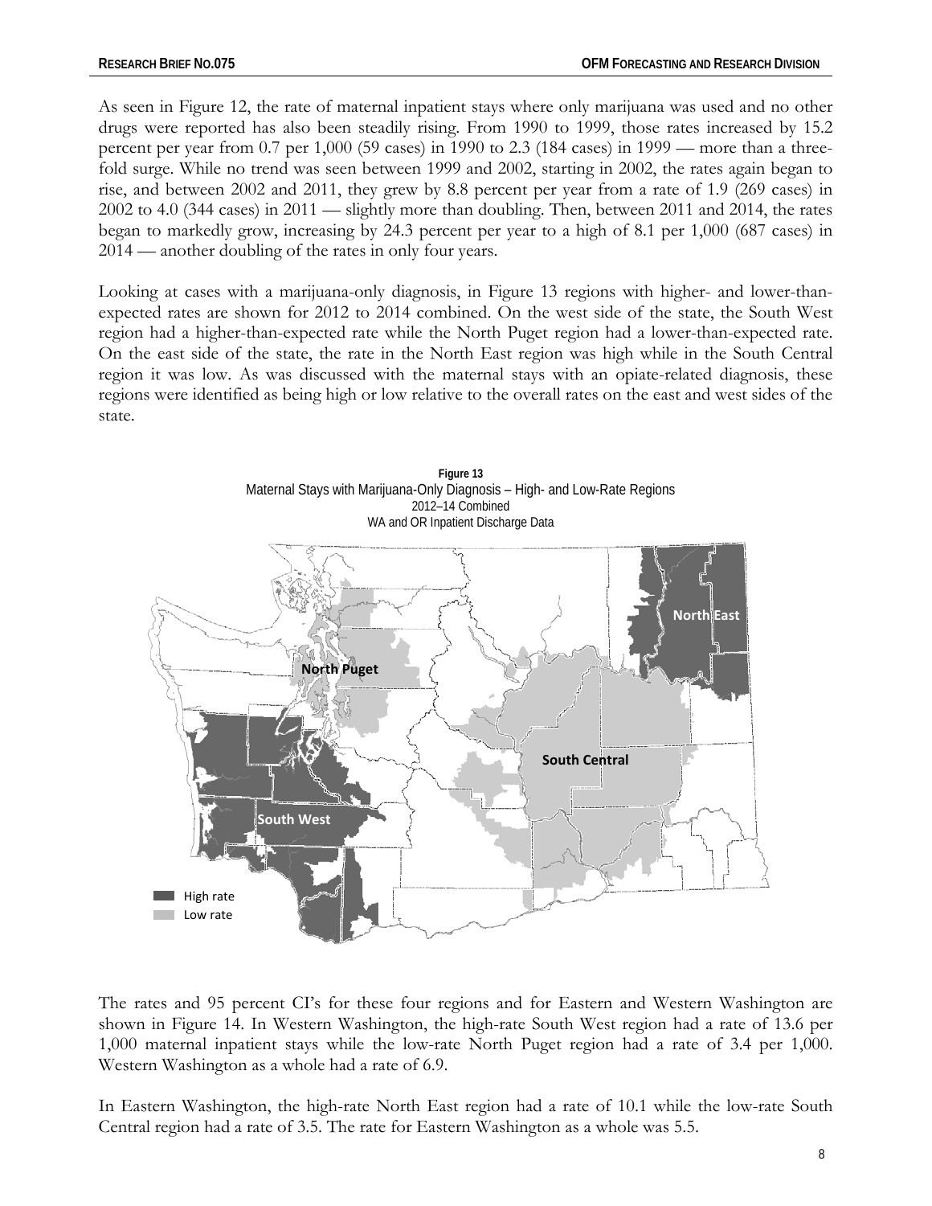As seen in Figure 12, the rate of maternal inpatient stays where only marijuana was used and no other drugs were reported has also been steadily rising. From 1990 to 1999, those rates increased by 15.2 percent per year from 0.7 per 1,000 (59 cases) in 1990 to 2.3 (184 cases) in 1999 — more than a three-fold surge. While no trend was seen between 1999 and 2002, starting in 2002, the rates again began to rise, and between 2002 and 2011, they grew by 8.8 percent per year from a rate of 1.9 (269 cases) in 2002 to 4.0 (344 cases) in 2011 — slightly more than doubling. Then, between 2011 and 2014, the rates began to markedly grow, increasing by 24.3 percent per year to a high of 8.1 per 1,000 (687 cases) in 2014 — another doubling of the rates in only four years.

Looking at cases with a marijuana-only diagnosis, in Figure 13 regions with higher- and lower-than-expected rates are shown for 2012 to 2014 combined. On the west side of the state, the South West region had a higher-than-expected rate while the North Puget region had a lower-than-expected rate. On the east side of the state, the rate in the North East region was high while in the South Central region it was low. As was discussed with the maternal stays with an opiate-related diagnosis, these regions were identified as being high or low relative to the overall rates on the east and west sides of the state.

**Figure 13**
Maternal Stays with Marijuana-Only Diagnosis – High- and Low-Rate Regions
2012–14 Combined
WA and OR Inpatient Discharge Data

The rates and 95 percent CI's for these four regions and for Eastern and Western Washington are shown in Figure 14. In Western Washington, the high-rate South West region had a rate of 13.6 per 1,000 maternal inpatient stays while the low-rate North Puget region had a rate of 3.4 per 1,000. Western Washington as a whole had a rate of 6.9.

In Eastern Washington, the high-rate North East region had a rate of 10.1 while the low-rate South Central region had a rate of 3.5. The rate for Eastern Washington as a whole was 5.5.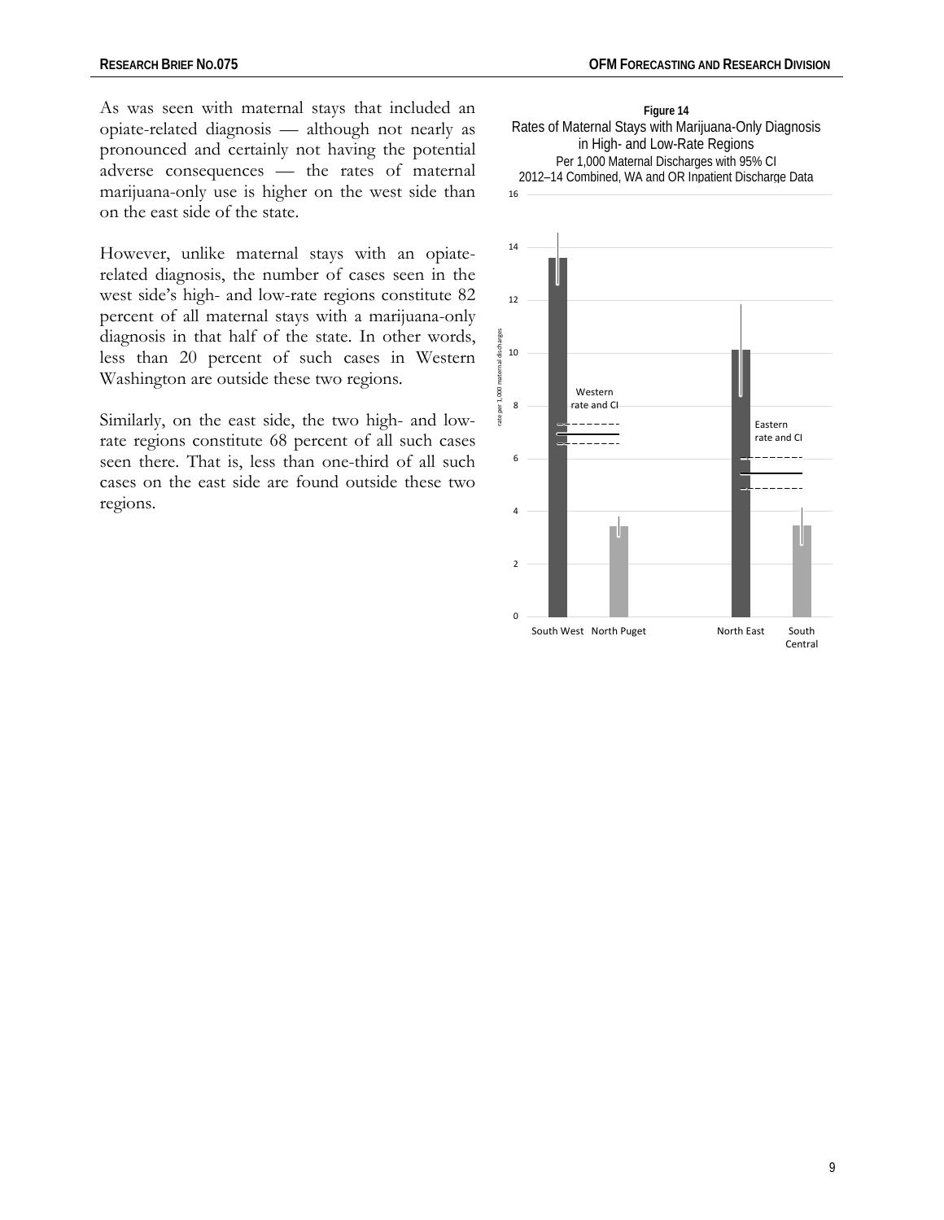As was seen with maternal stays that included an opiate-related diagnosis — although not nearly as pronounced and certainly not having the potential adverse consequences — the rates of maternal marijuana-only use is higher on the west side than on the east side of the state.

However, unlike maternal stays with an opiate-related diagnosis, the number of cases seen in the west side's high- and low-rate regions constitute 82 percent of all maternal stays with a marijuana-only diagnosis in that half of the state. In other words, less than 20 percent of such cases in Western Washington are outside these two regions.

Similarly, on the east side, the two high- and low-rate regions constitute 68 percent of all such cases seen there. That is, less than one-third of all such cases on the east side are found outside these two regions.

**Figure 14**

Rates of Maternal Stays with Marijuana-Only Diagnosis in High- and Low-Rate Regions

Per 1,000 Maternal Discharges with 95% CI

2012–14 Combined, WA and OR Inpatient Discharge Data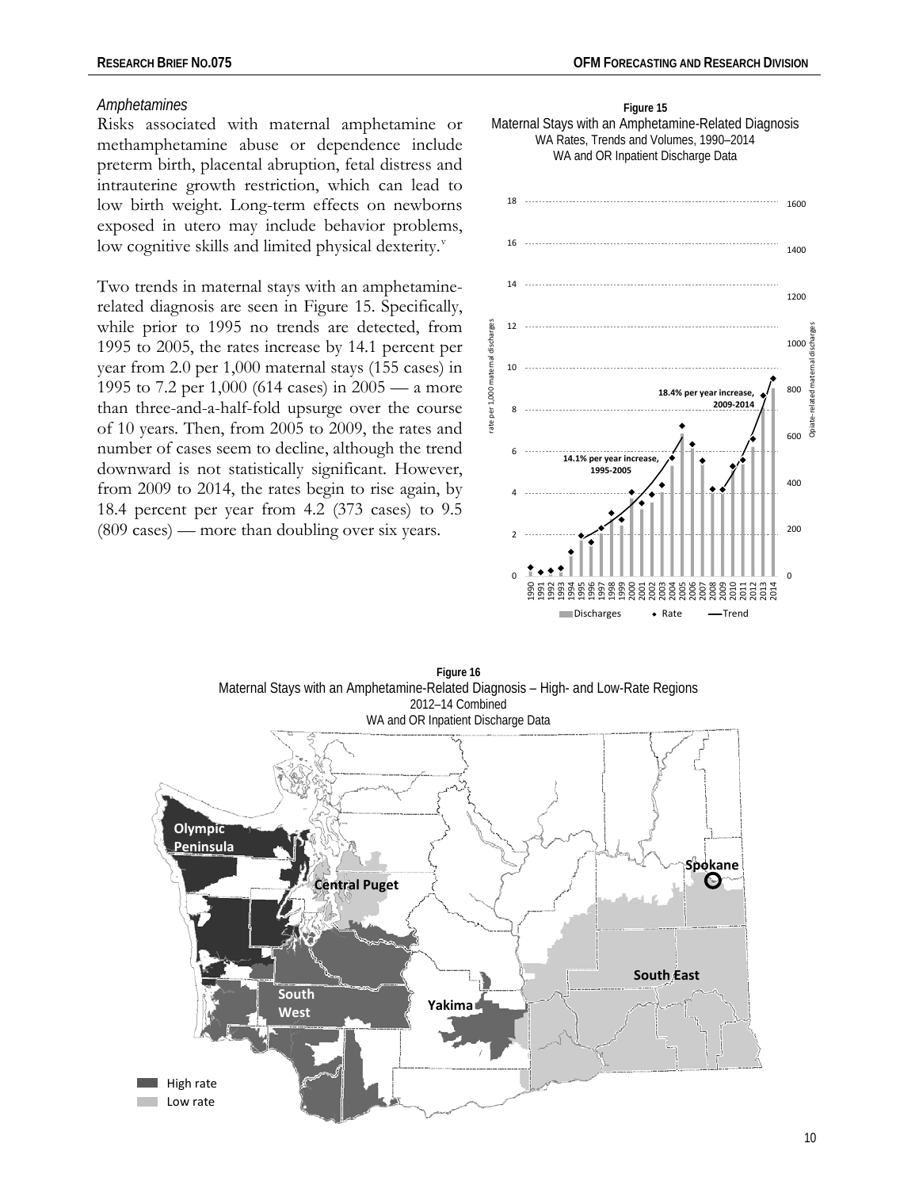### *Amphetamines*

Risks associated with maternal amphetamine or methamphetamine abuse or dependence include preterm birth, placental abruption, fetal distress and intrauterine growth restriction, which can lead to low birth weight. Long-term effects on newborns exposed in utero may include behavior problems, low cognitive skills and limited physical dexterity.[v]

Two trends in maternal stays with an amphetamine-related diagnosis are seen in Figure 15. Specifically, while prior to 1995 no trends are detected, from 1995 to 2005, the rates increase by 14.1 percent per year from 2.0 per 1,000 maternal stays (155 cases) in 1995 to 7.2 per 1,000 (614 cases) in 2005 — a more than three-and-a-half-fold upsurge over the course of 10 years. Then, from 2005 to 2009, the rates and number of cases seem to decline, although the trend downward is not statistically significant. However, from 2009 to 2014, the rates begin to rise again, by 18.4 percent per year from 4.2 (373 cases) to 9.5 (809 cases) — more than doubling over six years.

**Figure 15**
Maternal Stays with an Amphetamine-Related Diagnosis
WA Rates, Trends and Volumes, 1990–2014
WA and OR Inpatient Discharge Data

**Figure 16**
Maternal Stays with an Amphetamine-Related Diagnosis – High- and Low-Rate Regions
2012–14 Combined
WA and OR Inpatient Discharge Data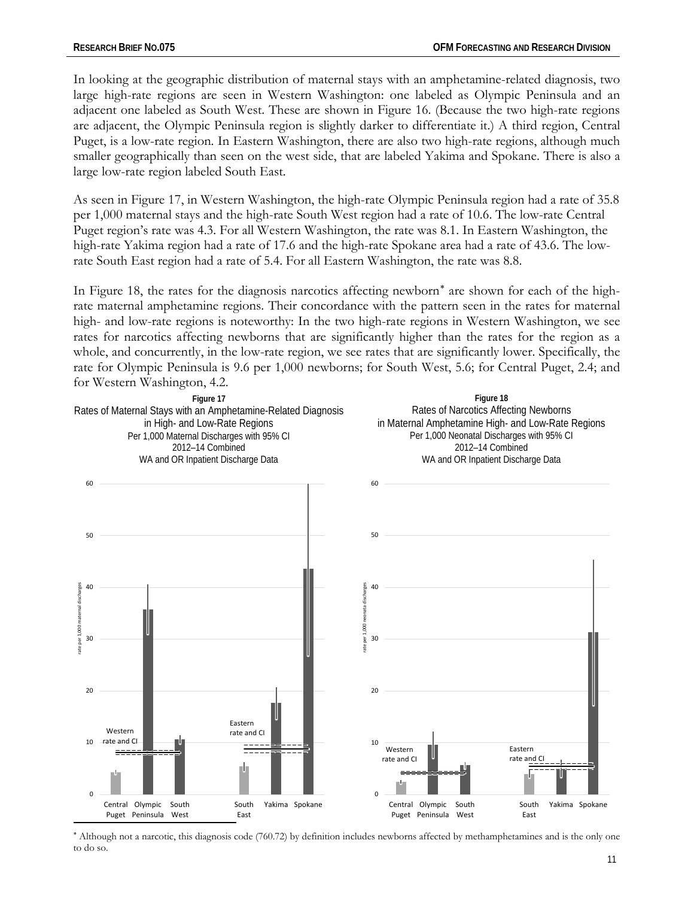In looking at the geographic distribution of maternal stays with an amphetamine-related diagnosis, two large high-rate regions are seen in Western Washington: one labeled as Olympic Peninsula and an adjacent one labeled as South West. These are shown in Figure 16. (Because the two high-rate regions are adjacent, the Olympic Peninsula region is slightly darker to differentiate it.) A third region, Central Puget, is a low-rate region. In Eastern Washington, there are also two high-rate regions, although much smaller geographically than seen on the west side, that are labeled Yakima and Spokane. There is also a large low-rate region labeled South East.

As seen in Figure 17, in Western Washington, the high-rate Olympic Peninsula region had a rate of 35.8 per 1,000 maternal stays and the high-rate South West region had a rate of 10.6. The low-rate Central Puget region's rate was 4.3. For all Western Washington, the rate was 8.1. In Eastern Washington, the high-rate Yakima region had a rate of 17.6 and the high-rate Spokane area had a rate of 43.6. The low-rate South East region had a rate of 5.4. For all Eastern Washington, the rate was 8.8.

In Figure 18, the rates for the diagnosis narcotics affecting newborn* are shown for each of the high-rate maternal amphetamine regions. Their concordance with the pattern seen in the rates for maternal high- and low-rate regions is noteworthy: In the two high-rate regions in Western Washington, we see rates for narcotics affecting newborns that are significantly higher than the rates for the region as a whole, and concurrently, in the low-rate region, we see rates that are significantly lower. Specifically, the rate for Olympic Peninsula is 9.6 per 1,000 newborns; for South West, 5.6; for Central Puget, 2.4; and for Western Washington, 4.2.

**Figure 17**

Rates of Maternal Stays with an Amphetamine-Related Diagnosis in High- and Low-Rate Regions

Per 1,000 Maternal Discharges with 95% CI

2012–14 Combined

WA and OR Inpatient Discharge Data

**Figure 18**

Rates of Narcotics Affecting Newborns in Maternal Amphetamine High- and Low-Rate Regions

Per 1,000 Neonatal Discharges with 95% CI

2012–14 Combined

WA and OR Inpatient Discharge Data

* Although not a narcotic, this diagnosis code (760.72) by definition includes newborns affected by methamphetamines and is the only one to do so.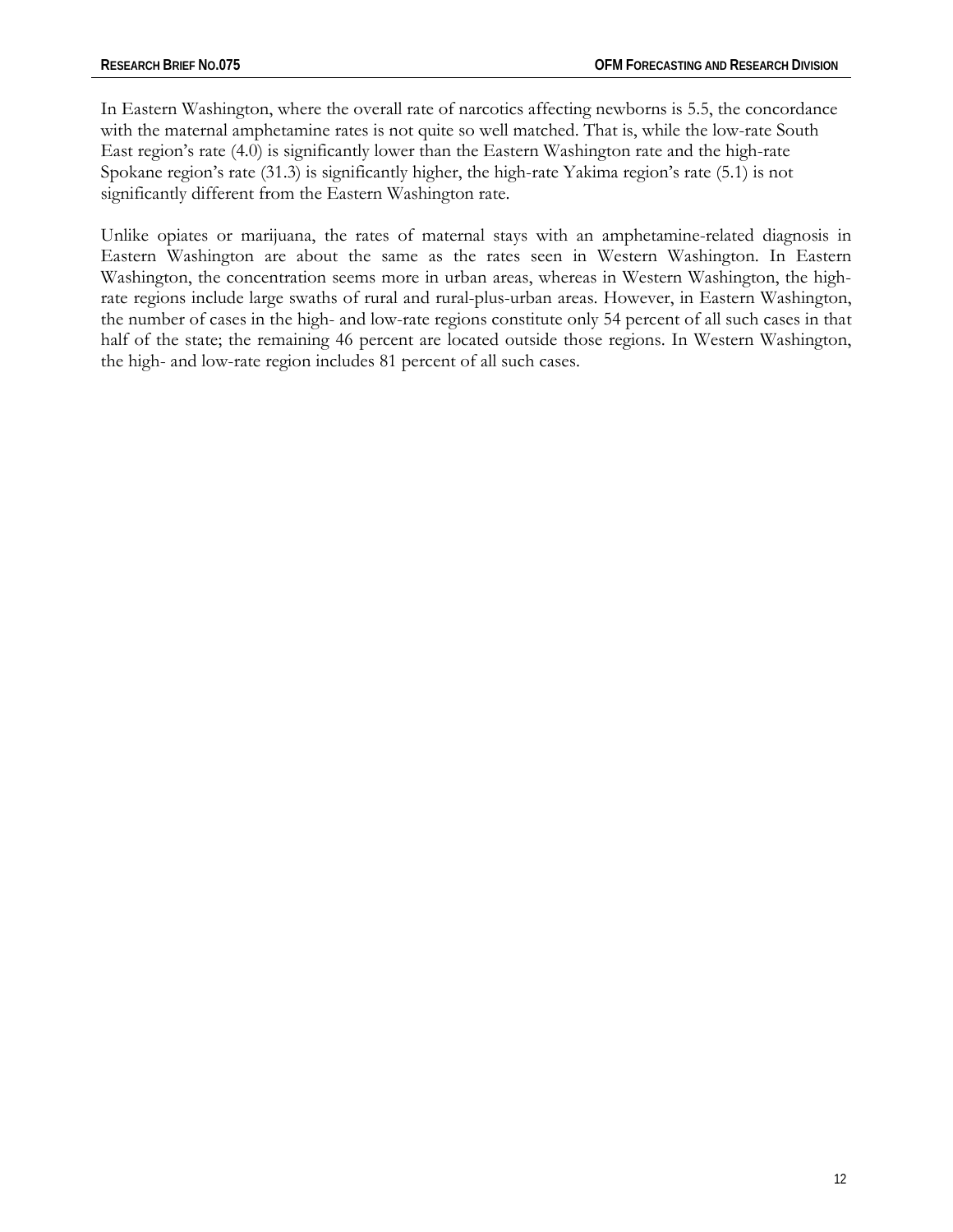In Eastern Washington, where the overall rate of narcotics affecting newborns is 5.5, the concordance with the maternal amphetamine rates is not quite so well matched. That is, while the low-rate South East region's rate (4.0) is significantly lower than the Eastern Washington rate and the high-rate Spokane region's rate (31.3) is significantly higher, the high-rate Yakima region's rate (5.1) is not significantly different from the Eastern Washington rate.

Unlike opiates or marijuana, the rates of maternal stays with an amphetamine-related diagnosis in Eastern Washington are about the same as the rates seen in Western Washington. In Eastern Washington, the concentration seems more in urban areas, whereas in Western Washington, the high-rate regions include large swaths of rural and rural-plus-urban areas. However, in Eastern Washington, the number of cases in the high- and low-rate regions constitute only 54 percent of all such cases in that half of the state; the remaining 46 percent are located outside those regions. In Western Washington, the high- and low-rate region includes 81 percent of all such cases.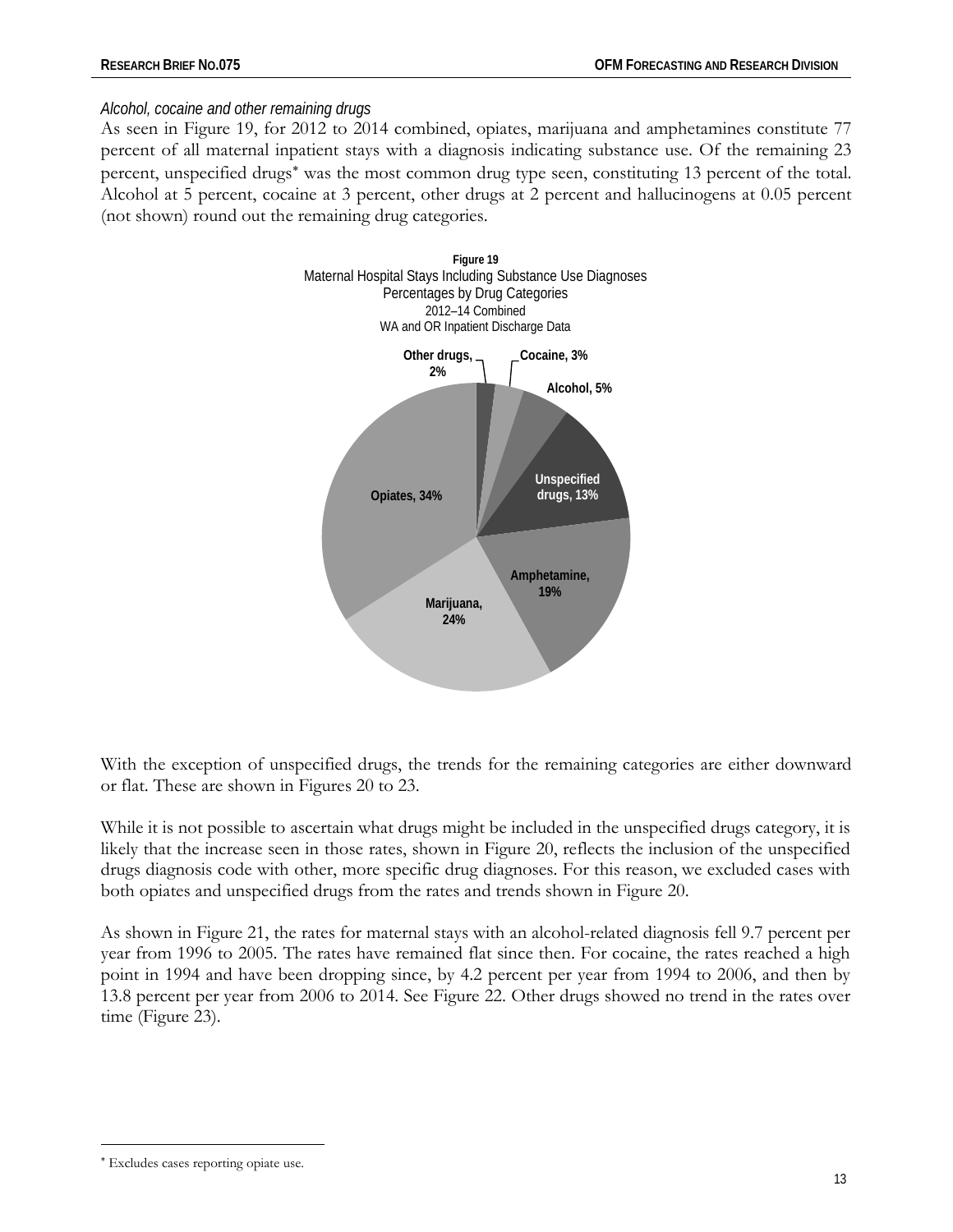*Alcohol, cocaine and other remaining drugs*

As seen in Figure 19, for 2012 to 2014 combined, opiates, marijuana and amphetamines constitute 77 percent of all maternal inpatient stays with a diagnosis indicating substance use. Of the remaining 23 percent, unspecified drugs* was the most common drug type seen, constituting 13 percent of the total. Alcohol at 5 percent, cocaine at 3 percent, other drugs at 2 percent and hallucinogens at 0.05 percent (not shown) round out the remaining drug categories.

**Figure 19**
Maternal Hospital Stays Including Substance Use Diagnoses
Percentages by Drug Categories
2012–14 Combined
WA and OR Inpatient Discharge Data

| Drug category | Percent |
|---|---|
| Opiates | 34% |
| Marijuana | 24% |
| Amphetamine | 19% |
| Unspecified drugs | 13% |
| Alcohol | 5% |
| Cocaine | 3% |
| Other drugs | 2% |

With the exception of unspecified drugs, the trends for the remaining categories are either downward or flat. These are shown in Figures 20 to 23.

While it is not possible to ascertain what drugs might be included in the unspecified drugs category, it is likely that the increase seen in those rates, shown in Figure 20, reflects the inclusion of the unspecified drugs diagnosis code with other, more specific drug diagnoses. For this reason, we excluded cases with both opiates and unspecified drugs from the rates and trends shown in Figure 20.

As shown in Figure 21, the rates for maternal stays with an alcohol-related diagnosis fell 9.7 percent per year from 1996 to 2005. The rates have remained flat since then. For cocaine, the rates reached a high point in 1994 and have been dropping since, by 4.2 percent per year from 1994 to 2006, and then by 13.8 percent per year from 2006 to 2014. See Figure 22. Other drugs showed no trend in the rates over time (Figure 23).

* Excludes cases reporting opiate use.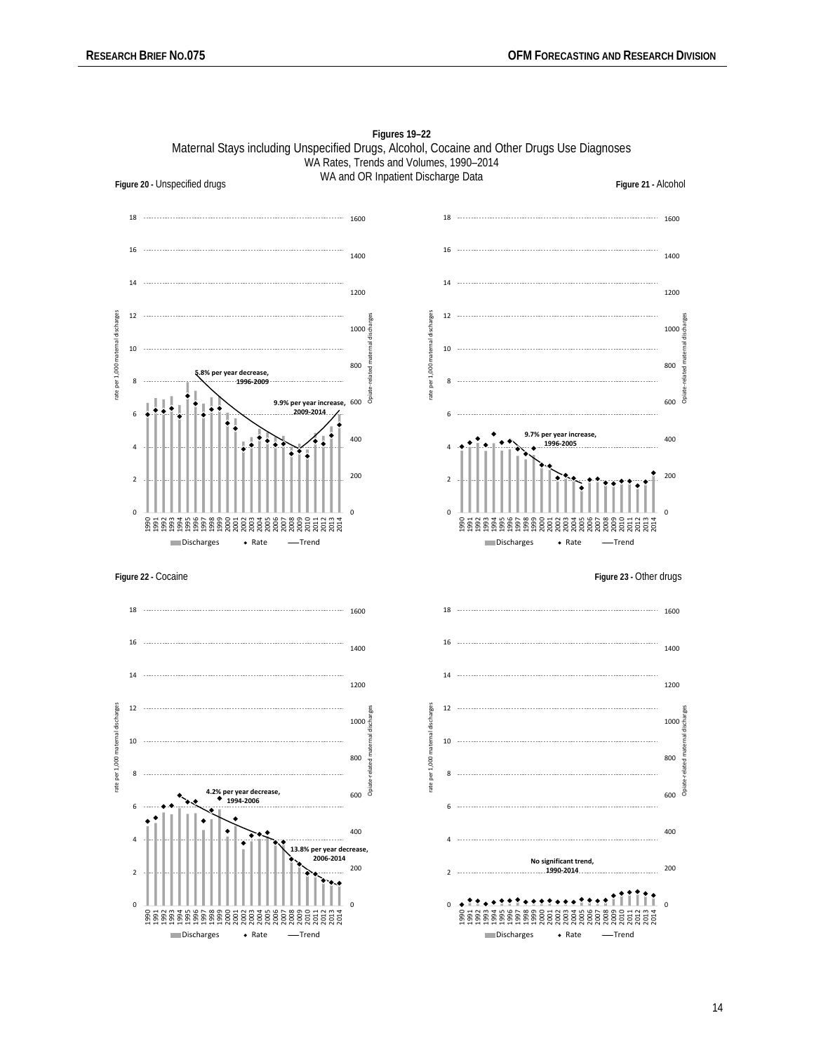**Figures 19–22**

Maternal Stays including Unspecified Drugs, Alcohol, Cocaine and Other Drugs Use Diagnoses
WA Rates, Trends and Volumes, 1990–2014
WA and OR Inpatient Discharge Data

**Figure 20 -** Unspecified drugs

5.8% per year decrease, 1996-2009

9.9% per year increase, 2009-2014

**Figure 21 -** Alcohol

9.7% per year increase, 1996-2005

**Figure 22 -** Cocaine

4.2% per year decrease, 1994-2006

13.8% per year decrease, 2006-2014

**Figure 23 -** Other drugs

No significant trend, 1990-2014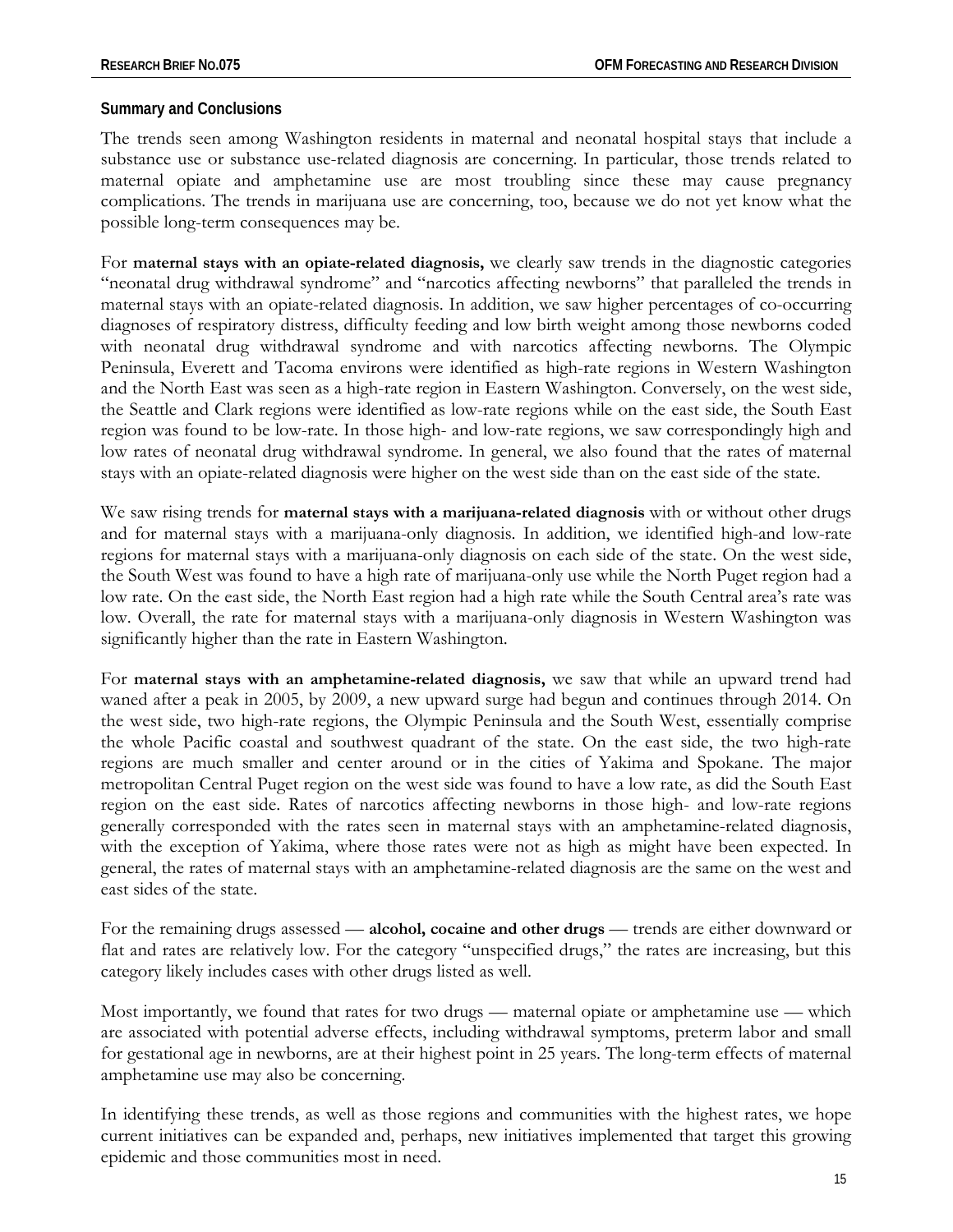## Summary and Conclusions

The trends seen among Washington residents in maternal and neonatal hospital stays that include a substance use or substance use-related diagnosis are concerning. In particular, those trends related to maternal opiate and amphetamine use are most troubling since these may cause pregnancy complications. The trends in marijuana use are concerning, too, because we do not yet know what the possible long-term consequences may be.

For **maternal stays with an opiate-related diagnosis,** we clearly saw trends in the diagnostic categories "neonatal drug withdrawal syndrome" and "narcotics affecting newborns" that paralleled the trends in maternal stays with an opiate-related diagnosis. In addition, we saw higher percentages of co-occurring diagnoses of respiratory distress, difficulty feeding and low birth weight among those newborns coded with neonatal drug withdrawal syndrome and with narcotics affecting newborns. The Olympic Peninsula, Everett and Tacoma environs were identified as high-rate regions in Western Washington and the North East was seen as a high-rate region in Eastern Washington. Conversely, on the west side, the Seattle and Clark regions were identified as low-rate regions while on the east side, the South East region was found to be low-rate. In those high- and low-rate regions, we saw correspondingly high and low rates of neonatal drug withdrawal syndrome. In general, we also found that the rates of maternal stays with an opiate-related diagnosis were higher on the west side than on the east side of the state.

We saw rising trends for **maternal stays with a marijuana-related diagnosis** with or without other drugs and for maternal stays with a marijuana-only diagnosis. In addition, we identified high-and low-rate regions for maternal stays with a marijuana-only diagnosis on each side of the state. On the west side, the South West was found to have a high rate of marijuana-only use while the North Puget region had a low rate. On the east side, the North East region had a high rate while the South Central area's rate was low. Overall, the rate for maternal stays with a marijuana-only diagnosis in Western Washington was significantly higher than the rate in Eastern Washington.

For **maternal stays with an amphetamine-related diagnosis,** we saw that while an upward trend had waned after a peak in 2005, by 2009, a new upward surge had begun and continues through 2014. On the west side, two high-rate regions, the Olympic Peninsula and the South West, essentially comprise the whole Pacific coastal and southwest quadrant of the state. On the east side, the two high-rate regions are much smaller and center around or in the cities of Yakima and Spokane. The major metropolitan Central Puget region on the west side was found to have a low rate, as did the South East region on the east side. Rates of narcotics affecting newborns in those high- and low-rate regions generally corresponded with the rates seen in maternal stays with an amphetamine-related diagnosis, with the exception of Yakima, where those rates were not as high as might have been expected. In general, the rates of maternal stays with an amphetamine-related diagnosis are the same on the west and east sides of the state.

For the remaining drugs assessed — **alcohol, cocaine and other drugs** — trends are either downward or flat and rates are relatively low. For the category "unspecified drugs," the rates are increasing, but this category likely includes cases with other drugs listed as well.

Most importantly, we found that rates for two drugs — maternal opiate or amphetamine use — which are associated with potential adverse effects, including withdrawal symptoms, preterm labor and small for gestational age in newborns, are at their highest point in 25 years. The long-term effects of maternal amphetamine use may also be concerning.

In identifying these trends, as well as those regions and communities with the highest rates, we hope current initiatives can be expanded and, perhaps, new initiatives implemented that target this growing epidemic and those communities most in need.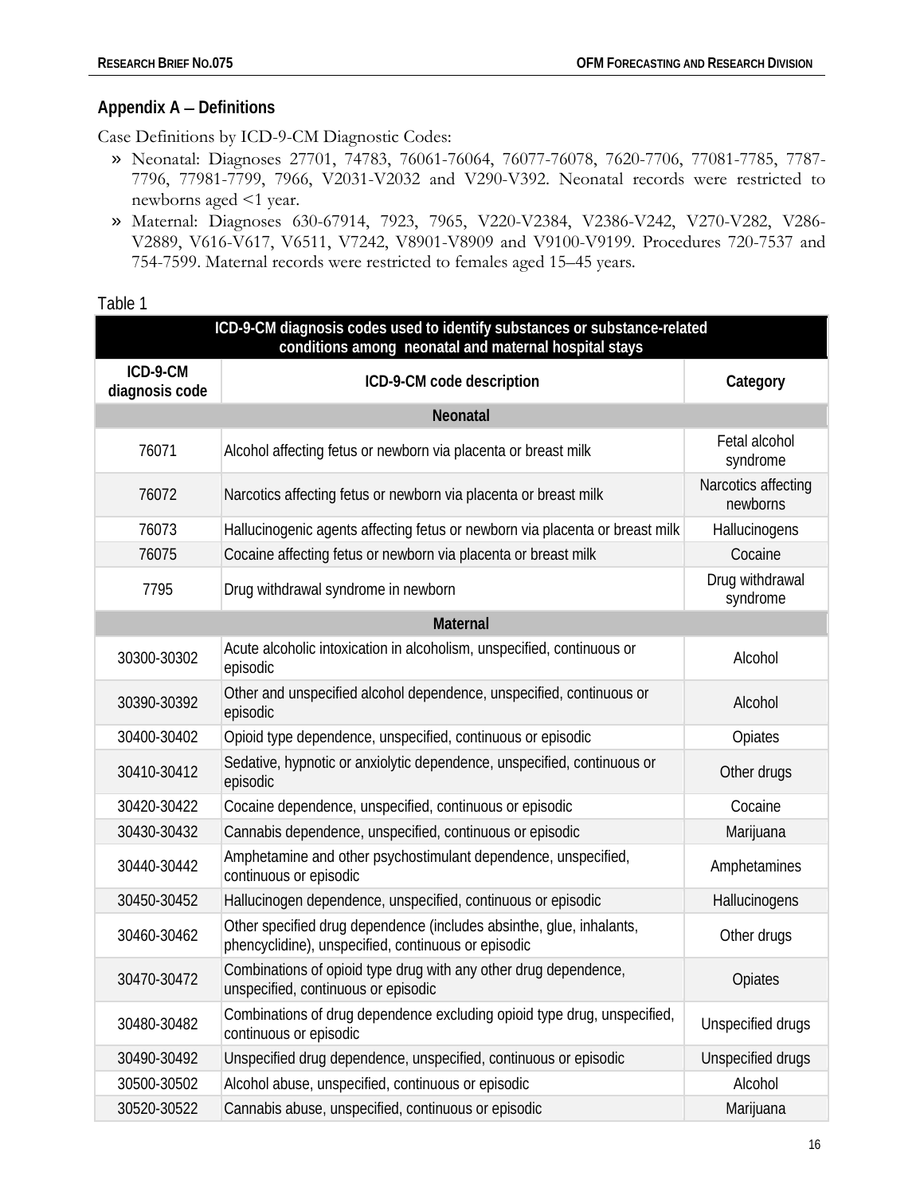## Appendix A – Definitions

Case Definitions by ICD-9-CM Diagnostic Codes:

- Neonatal: Diagnoses 27701, 74783, 76061-76064, 76077-76078, 7620-7706, 77081-7785, 7787-7796, 77981-7799, 7966, V2031-V2032 and V290-V392. Neonatal records were restricted to newborns aged <1 year.
- Maternal: Diagnoses 630-67914, 7923, 7965, V220-V2384, V2386-V242, V270-V282, V286-V2889, V616-V617, V6511, V7242, V8901-V8909 and V9100-V9199. Procedures 720-7537 and 754-7599. Maternal records were restricted to females aged 15–45 years.

Table 1

| ICD-9-CM diagnosis codes used to identify substances or substance-related conditions among neonatal and maternal hospital stays | | |
|---|---|---|
| **ICD-9-CM diagnosis code** | **ICD-9-CM code description** | **Category** |
| **Neonatal** | | |
| 76071 | Alcohol affecting fetus or newborn via placenta or breast milk | Fetal alcohol syndrome |
| 76072 | Narcotics affecting fetus or newborn via placenta or breast milk | Narcotics affecting newborns |
| 76073 | Hallucinogenic agents affecting fetus or newborn via placenta or breast milk | Hallucinogens |
| 76075 | Cocaine affecting fetus or newborn via placenta or breast milk | Cocaine |
| 7795 | Drug withdrawal syndrome in newborn | Drug withdrawal syndrome |
| **Maternal** | | |
| 30300-30302 | Acute alcoholic intoxication in alcoholism, unspecified, continuous or episodic | Alcohol |
| 30390-30392 | Other and unspecified alcohol dependence, unspecified, continuous or episodic | Alcohol |
| 30400-30402 | Opioid type dependence, unspecified, continuous or episodic | Opiates |
| 30410-30412 | Sedative, hypnotic or anxiolytic dependence, unspecified, continuous or episodic | Other drugs |
| 30420-30422 | Cocaine dependence, unspecified, continuous or episodic | Cocaine |
| 30430-30432 | Cannabis dependence, unspecified, continuous or episodic | Marijuana |
| 30440-30442 | Amphetamine and other psychostimulant dependence, unspecified, continuous or episodic | Amphetamines |
| 30450-30452 | Hallucinogen dependence, unspecified, continuous or episodic | Hallucinogens |
| 30460-30462 | Other specified drug dependence (includes absinthe, glue, inhalants, phencyclidine), unspecified, continuous or episodic | Other drugs |
| 30470-30472 | Combinations of opioid type drug with any other drug dependence, unspecified, continuous or episodic | Opiates |
| 30480-30482 | Combinations of drug dependence excluding opioid type drug, unspecified, continuous or episodic | Unspecified drugs |
| 30490-30492 | Unspecified drug dependence, unspecified, continuous or episodic | Unspecified drugs |
| 30500-30502 | Alcohol abuse, unspecified, continuous or episodic | Alcohol |
| 30520-30522 | Cannabis abuse, unspecified, continuous or episodic | Marijuana |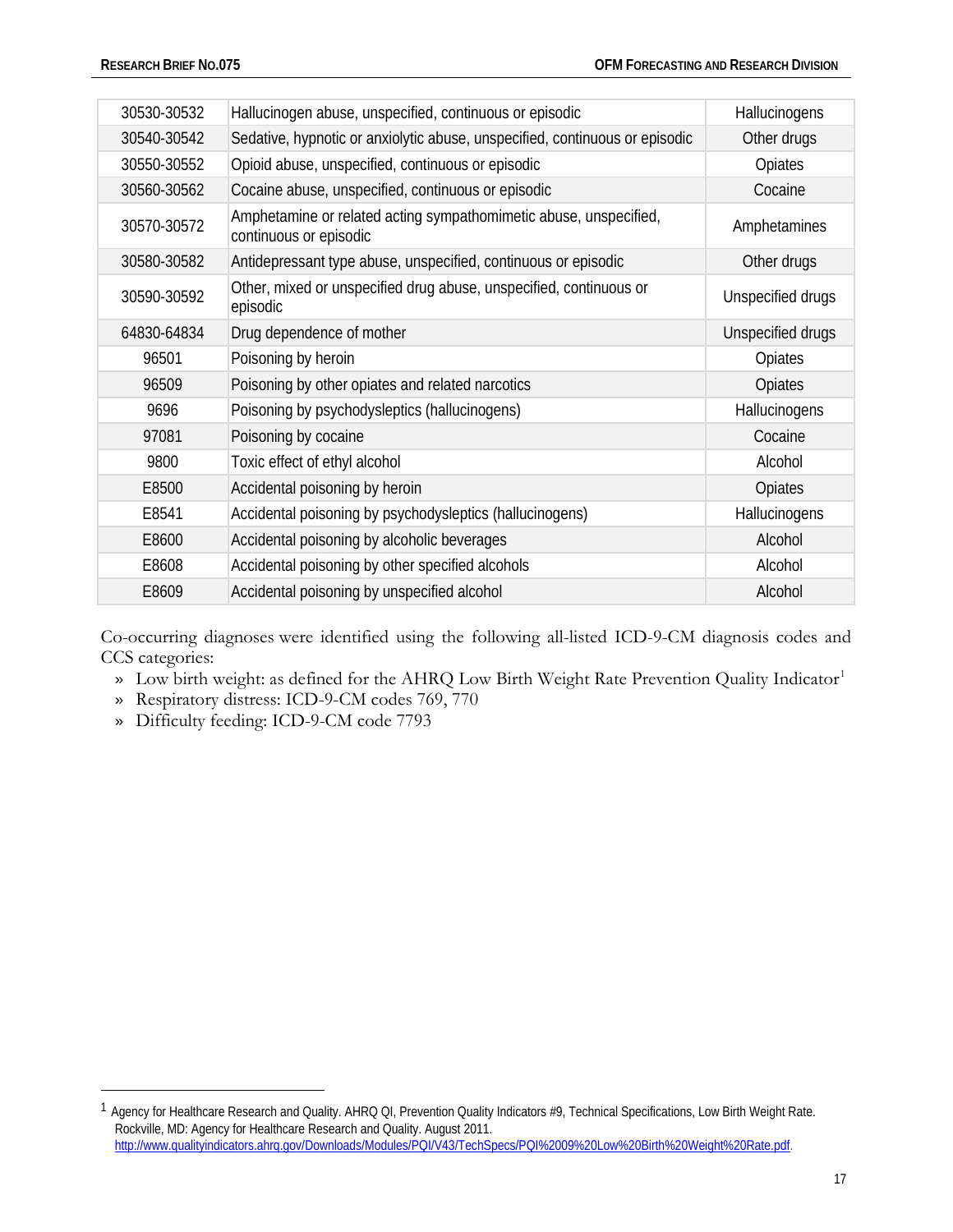| | | |
|---|---|---|
| 30530-30532 | Hallucinogen abuse, unspecified, continuous or episodic | Hallucinogens |
| 30540-30542 | Sedative, hypnotic or anxiolytic abuse, unspecified, continuous or episodic | Other drugs |
| 30550-30552 | Opioid abuse, unspecified, continuous or episodic | Opiates |
| 30560-30562 | Cocaine abuse, unspecified, continuous or episodic | Cocaine |
| 30570-30572 | Amphetamine or related acting sympathomimetic abuse, unspecified, continuous or episodic | Amphetamines |
| 30580-30582 | Antidepressant type abuse, unspecified, continuous or episodic | Other drugs |
| 30590-30592 | Other, mixed or unspecified drug abuse, unspecified, continuous or episodic | Unspecified drugs |
| 64830-64834 | Drug dependence of mother | Unspecified drugs |
| 96501 | Poisoning by heroin | Opiates |
| 96509 | Poisoning by other opiates and related narcotics | Opiates |
| 9696 | Poisoning by psychodysleptics (hallucinogens) | Hallucinogens |
| 97081 | Poisoning by cocaine | Cocaine |
| 9800 | Toxic effect of ethyl alcohol | Alcohol |
| E8500 | Accidental poisoning by heroin | Opiates |
| E8541 | Accidental poisoning by psychodysleptics (hallucinogens) | Hallucinogens |
| E8600 | Accidental poisoning by alcoholic beverages | Alcohol |
| E8608 | Accidental poisoning by other specified alcohols | Alcohol |
| E8609 | Accidental poisoning by unspecified alcohol | Alcohol |

Co-occurring diagnoses were identified using the following all-listed ICD-9-CM diagnosis codes and CCS categories:

- Low birth weight: as defined for the AHRQ Low Birth Weight Rate Prevention Quality Indicator[1]
- Respiratory distress: ICD-9-CM codes 769, 770
- Difficulty feeding: ICD-9-CM code 7793

[1] Agency for Healthcare Research and Quality. AHRQ QI, Prevention Quality Indicators #9, Technical Specifications, Low Birth Weight Rate. Rockville, MD: Agency for Healthcare Research and Quality. August 2011. http://www.qualityindicators.ahrq.gov/Downloads/Modules/PQI/V43/TechSpecs/PQI%2009%20Low%20Birth%20Weight%20Rate.pdf.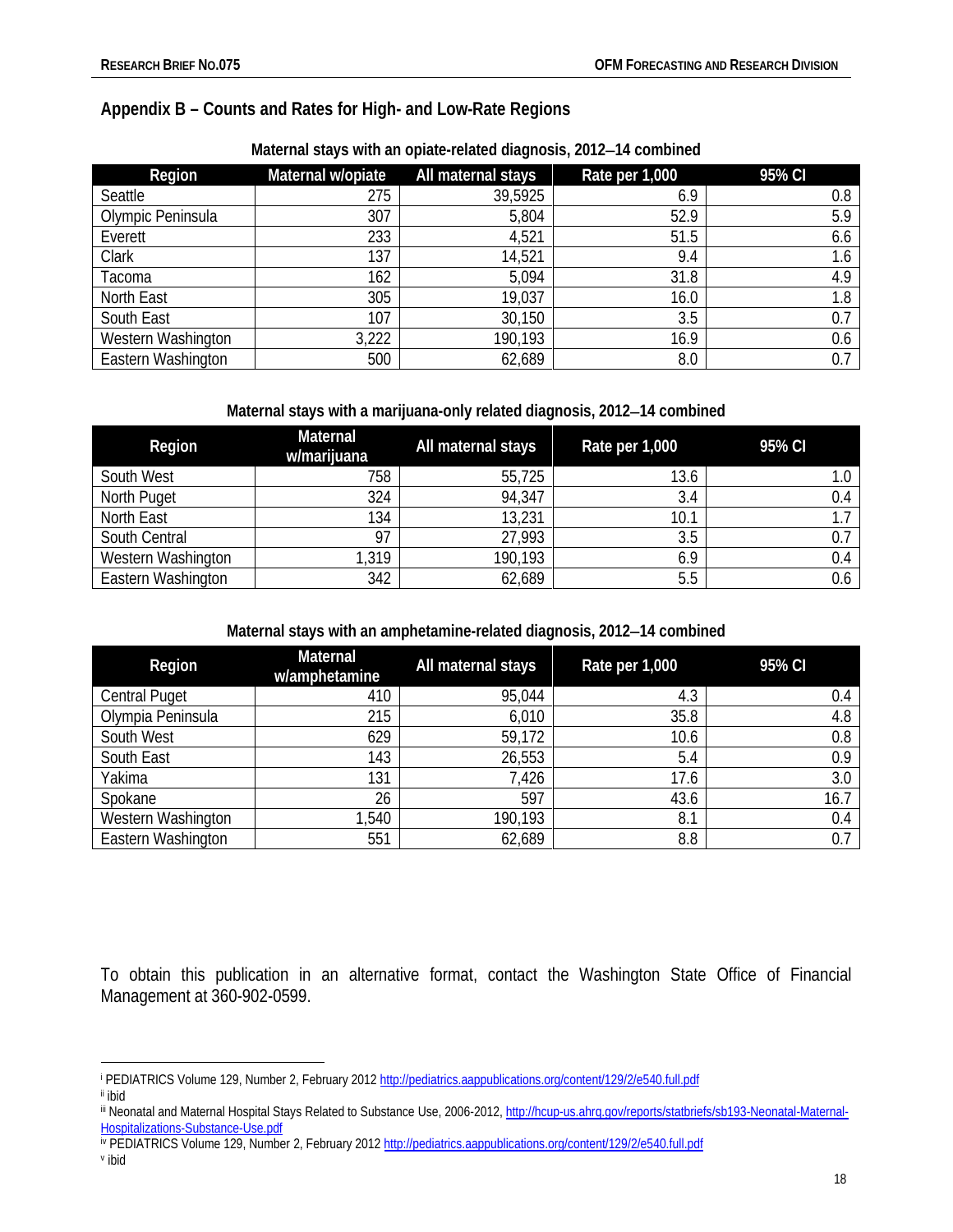## Appendix B – Counts and Rates for High- and Low-Rate Regions

**Maternal stays with an opiate-related diagnosis, 2012–14 combined**

| Region | Maternal w/opiate | All maternal stays | Rate per 1,000 | 95% CI |
|---|---|---|---|---|
| Seattle | 275 | 39,5925 | 6.9 | 0.8 |
| Olympic Peninsula | 307 | 5,804 | 52.9 | 5.9 |
| Everett | 233 | 4,521 | 51.5 | 6.6 |
| Clark | 137 | 14,521 | 9.4 | 1.6 |
| Tacoma | 162 | 5,094 | 31.8 | 4.9 |
| North East | 305 | 19,037 | 16.0 | 1.8 |
| South East | 107 | 30,150 | 3.5 | 0.7 |
| Western Washington | 3,222 | 190,193 | 16.9 | 0.6 |
| Eastern Washington | 500 | 62,689 | 8.0 | 0.7 |

**Maternal stays with a marijuana-only related diagnosis, 2012–14 combined**

| Region | Maternal w/marijuana | All maternal stays | Rate per 1,000 | 95% CI |
|---|---|---|---|---|
| South West | 758 | 55,725 | 13.6 | 1.0 |
| North Puget | 324 | 94,347 | 3.4 | 0.4 |
| North East | 134 | 13,231 | 10.1 | 1.7 |
| South Central | 97 | 27,993 | 3.5 | 0.7 |
| Western Washington | 1,319 | 190,193 | 6.9 | 0.4 |
| Eastern Washington | 342 | 62,689 | 5.5 | 0.6 |

**Maternal stays with an amphetamine-related diagnosis, 2012–14 combined**

| Region | Maternal w/amphetamine | All maternal stays | Rate per 1,000 | 95% CI |
|---|---|---|---|---|
| Central Puget | 410 | 95,044 | 4.3 | 0.4 |
| Olympia Peninsula | 215 | 6,010 | 35.8 | 4.8 |
| South West | 629 | 59,172 | 10.6 | 0.8 |
| South East | 143 | 26,553 | 5.4 | 0.9 |
| Yakima | 131 | 7,426 | 17.6 | 3.0 |
| Spokane | 26 | 597 | 43.6 | 16.7 |
| Western Washington | 1,540 | 190,193 | 8.1 | 0.4 |
| Eastern Washington | 551 | 62,689 | 8.8 | 0.7 |

To obtain this publication in an alternative format, contact the Washington State Office of Financial Management at 360-902-0599.

[i] PEDIATRICS Volume 129, Number 2, February 2012 http://pediatrics.aappublications.org/content/129/2/e540.full.pdf
[ii] ibid
[iii] Neonatal and Maternal Hospital Stays Related to Substance Use, 2006-2012, http://hcup-us.ahrq.gov/reports/statbriefs/sb193-Neonatal-Maternal-Hospitalizations-Substance-Use.pdf
[iv] PEDIATRICS Volume 129, Number 2, February 2012 http://pediatrics.aappublications.org/content/129/2/e540.full.pdf
[v] ibid